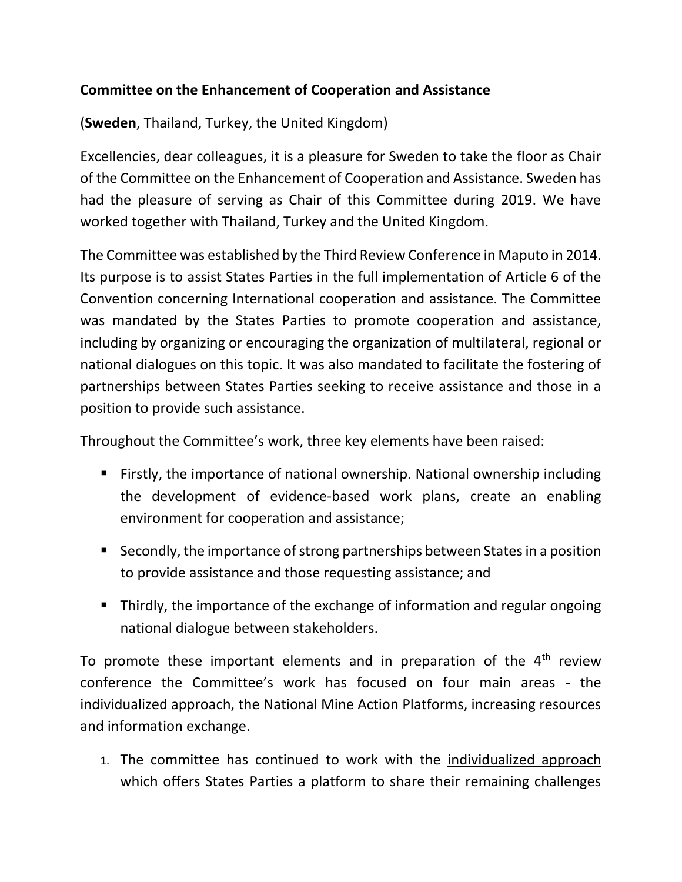**Committee on the Enhancement of Cooperation and Assistance**

(**Sweden**, Thailand, Turkey, the United Kingdom)

Excellencies, dear colleagues, it is a pleasure for Sweden to take the floor as Chair of the Committee on the Enhancement of Cooperation and Assistance. Sweden has had the pleasure of serving as Chair of this Committee during 2019. We have worked together with Thailand, Turkey and the United Kingdom.

The Committee was established by the Third Review Conference in Maputo in 2014. Its purpose is to assist States Parties in the full implementation of Article 6 of the Convention concerning International cooperation and assistance. The Committee was mandated by the States Parties to promote cooperation and assistance, including by organizing or encouraging the organization of multilateral, regional or national dialogues on this topic. It was also mandated to facilitate the fostering of partnerships between States Parties seeking to receive assistance and those in a position to provide such assistance.

Throughout the Committee's work, three key elements have been raised:

- Firstly, the importance of national ownership. National ownership including the development of evidence-based work plans, create an enabling environment for cooperation and assistance;
- Secondly, the importance of strong partnerships between States in a position to provide assistance and those requesting assistance; and
- Thirdly, the importance of the exchange of information and regular ongoing national dialogue between stakeholders.

To promote these important elements and in preparation of the 4th review conference the Committee's work has focused on four main areas - the individualized approach, the National Mine Action Platforms, increasing resources and information exchange.

1. The committee has continued to work with the individualized approach which offers States Parties a platform to share their remaining challenges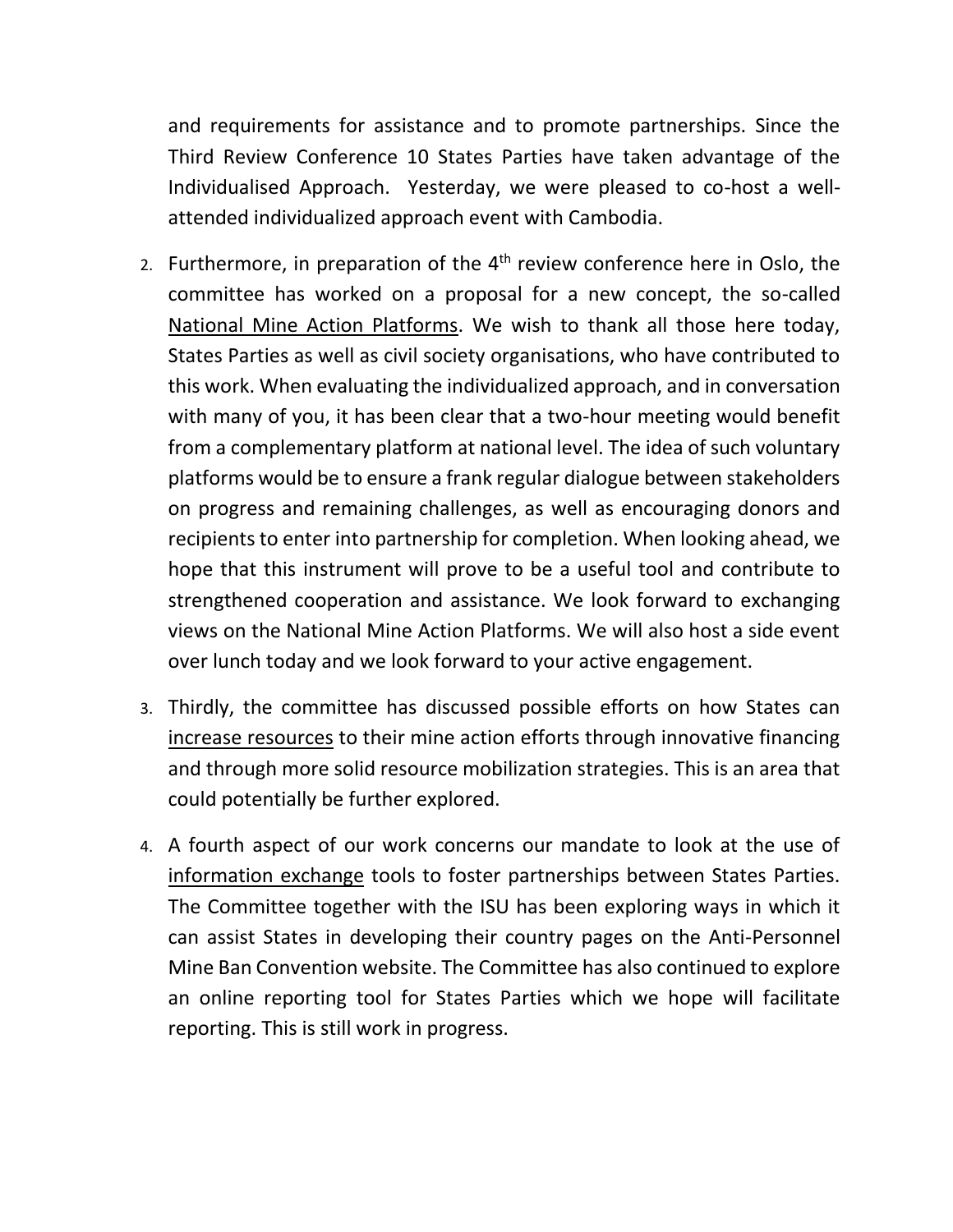and requirements for assistance and to promote partnerships. Since the Third Review Conference 10 States Parties have taken advantage of the Individualised Approach. Yesterday, we were pleased to co-host a well-attended individualized approach event with Cambodia.

2. Furthermore, in preparation of the 4th review conference here in Oslo, the committee has worked on a proposal for a new concept, the so-called National Mine Action Platforms. We wish to thank all those here today, States Parties as well as civil society organisations, who have contributed to this work. When evaluating the individualized approach, and in conversation with many of you, it has been clear that a two-hour meeting would benefit from a complementary platform at national level. The idea of such voluntary platforms would be to ensure a frank regular dialogue between stakeholders on progress and remaining challenges, as well as encouraging donors and recipients to enter into partnership for completion. When looking ahead, we hope that this instrument will prove to be a useful tool and contribute to strengthened cooperation and assistance. We look forward to exchanging views on the National Mine Action Platforms. We will also host a side event over lunch today and we look forward to your active engagement.

3. Thirdly, the committee has discussed possible efforts on how States can increase resources to their mine action efforts through innovative financing and through more solid resource mobilization strategies. This is an area that could potentially be further explored.

4. A fourth aspect of our work concerns our mandate to look at the use of information exchange tools to foster partnerships between States Parties. The Committee together with the ISU has been exploring ways in which it can assist States in developing their country pages on the Anti-Personnel Mine Ban Convention website. The Committee has also continued to explore an online reporting tool for States Parties which we hope will facilitate reporting. This is still work in progress.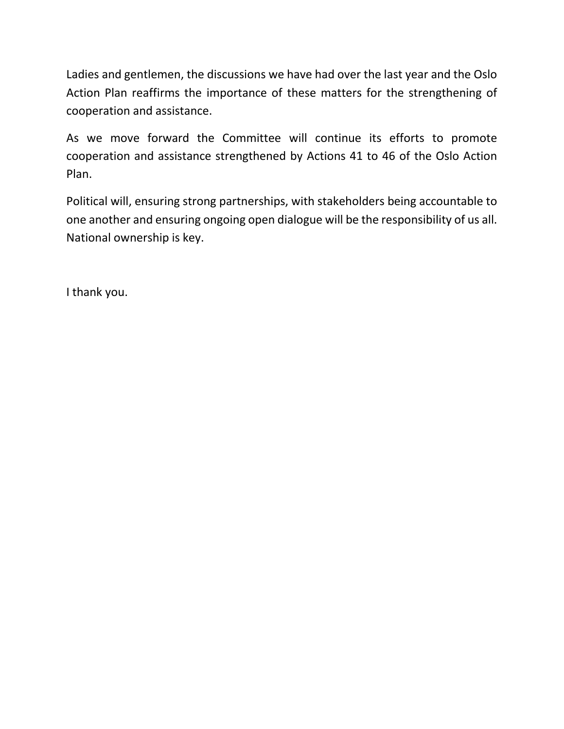Ladies and gentlemen, the discussions we have had over the last year and the Oslo Action Plan reaffirms the importance of these matters for the strengthening of cooperation and assistance.

As we move forward the Committee will continue its efforts to promote cooperation and assistance strengthened by Actions 41 to 46 of the Oslo Action Plan.

Political will, ensuring strong partnerships, with stakeholders being accountable to one another and ensuring ongoing open dialogue will be the responsibility of us all. National ownership is key.

I thank you.